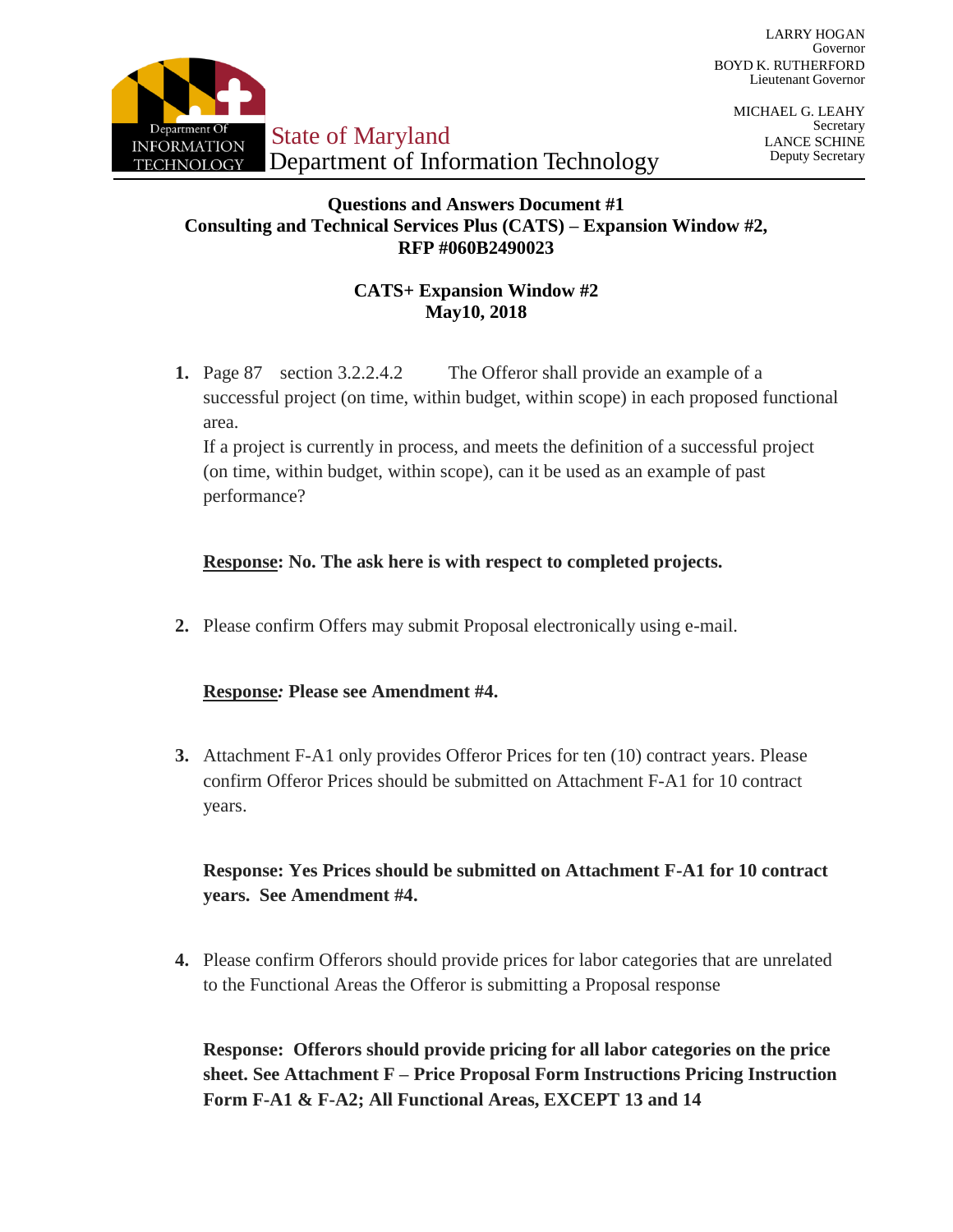LARRY HOGAN
Governor
BOYD K. RUTHERFORD
Lieutenant Governor

MICHAEL G. LEAHY
Secretary
LANCE SCHINE
Deputy Secretary

State of Maryland
Department of Information Technology

**Questions and Answers Document #1**
**Consulting and Technical Services Plus (CATS) – Expansion Window #2, RFP #060B2490023**

**CATS+ Expansion Window #2**
**May10, 2018**

1. Page 87 section 3.2.2.4.2 The Offeror shall provide an example of a successful project (on time, within budget, within scope) in each proposed functional area.
   If a project is currently in process, and meets the definition of a successful project (on time, within budget, within scope), can it be used as an example of past performance?

   **Response: No. The ask here is with respect to completed projects.**

2. Please confirm Offers may submit Proposal electronically using e-mail.

   **Response*:* Please see Amendment #4.**

3. Attachment F-A1 only provides Offeror Prices for ten (10) contract years. Please confirm Offeror Prices should be submitted on Attachment F-A1 for 10 contract years.

   **Response: Yes Prices should be submitted on Attachment F-A1 for 10 contract years. See Amendment #4.**

4. Please confirm Offerors should provide prices for labor categories that are unrelated to the Functional Areas the Offeror is submitting a Proposal response

   **Response: Offerors should provide pricing for all labor categories on the price sheet. See Attachment F – Price Proposal Form Instructions Pricing Instruction Form F-A1 & F-A2; All Functional Areas, EXCEPT 13 and 14**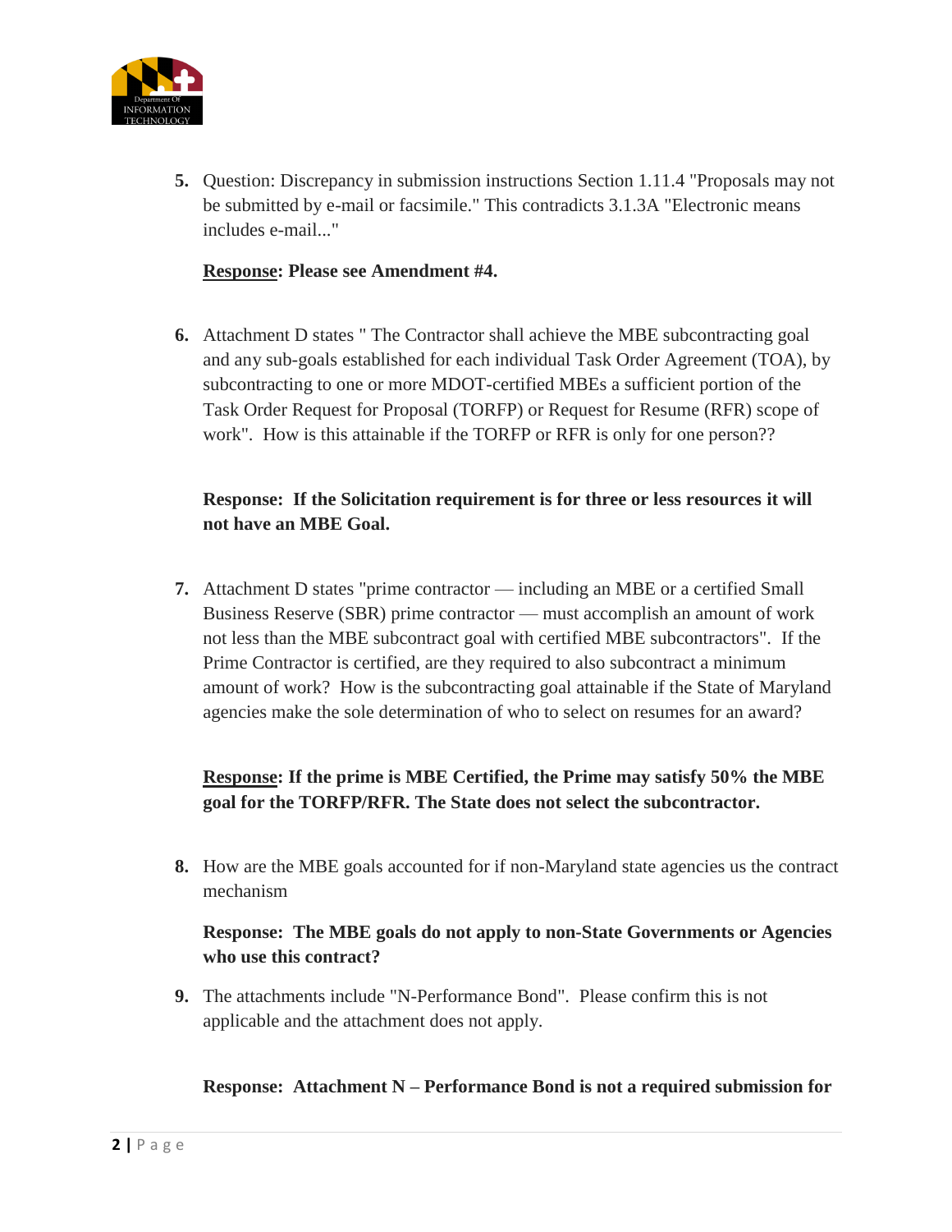5. Question: Discrepancy in submission instructions Section 1.11.4 "Proposals may not be submitted by e-mail or facsimile." This contradicts 3.1.3A "Electronic means includes e-mail..."

   **Response: Please see Amendment #4.**

6. Attachment D states " The Contractor shall achieve the MBE subcontracting goal and any sub-goals established for each individual Task Order Agreement (TOA), by subcontracting to one or more MDOT-certified MBEs a sufficient portion of the Task Order Request for Proposal (TORFP) or Request for Resume (RFR) scope of work". How is this attainable if the TORFP or RFR is only for one person??

   **Response: If the Solicitation requirement is for three or less resources it will not have an MBE Goal.**

7. Attachment D states "prime contractor — including an MBE or a certified Small Business Reserve (SBR) prime contractor — must accomplish an amount of work not less than the MBE subcontract goal with certified MBE subcontractors". If the Prime Contractor is certified, are they required to also subcontract a minimum amount of work? How is the subcontracting goal attainable if the State of Maryland agencies make the sole determination of who to select on resumes for an award?

   **Response: If the prime is MBE Certified, the Prime may satisfy 50% the MBE goal for the TORFP/RFR. The State does not select the subcontractor.**

8. How are the MBE goals accounted for if non-Maryland state agencies us the contract mechanism

   **Response: The MBE goals do not apply to non-State Governments or Agencies who use this contract?**

9. The attachments include "N-Performance Bond". Please confirm this is not applicable and the attachment does not apply.

   **Response: Attachment N – Performance Bond is not a required submission for**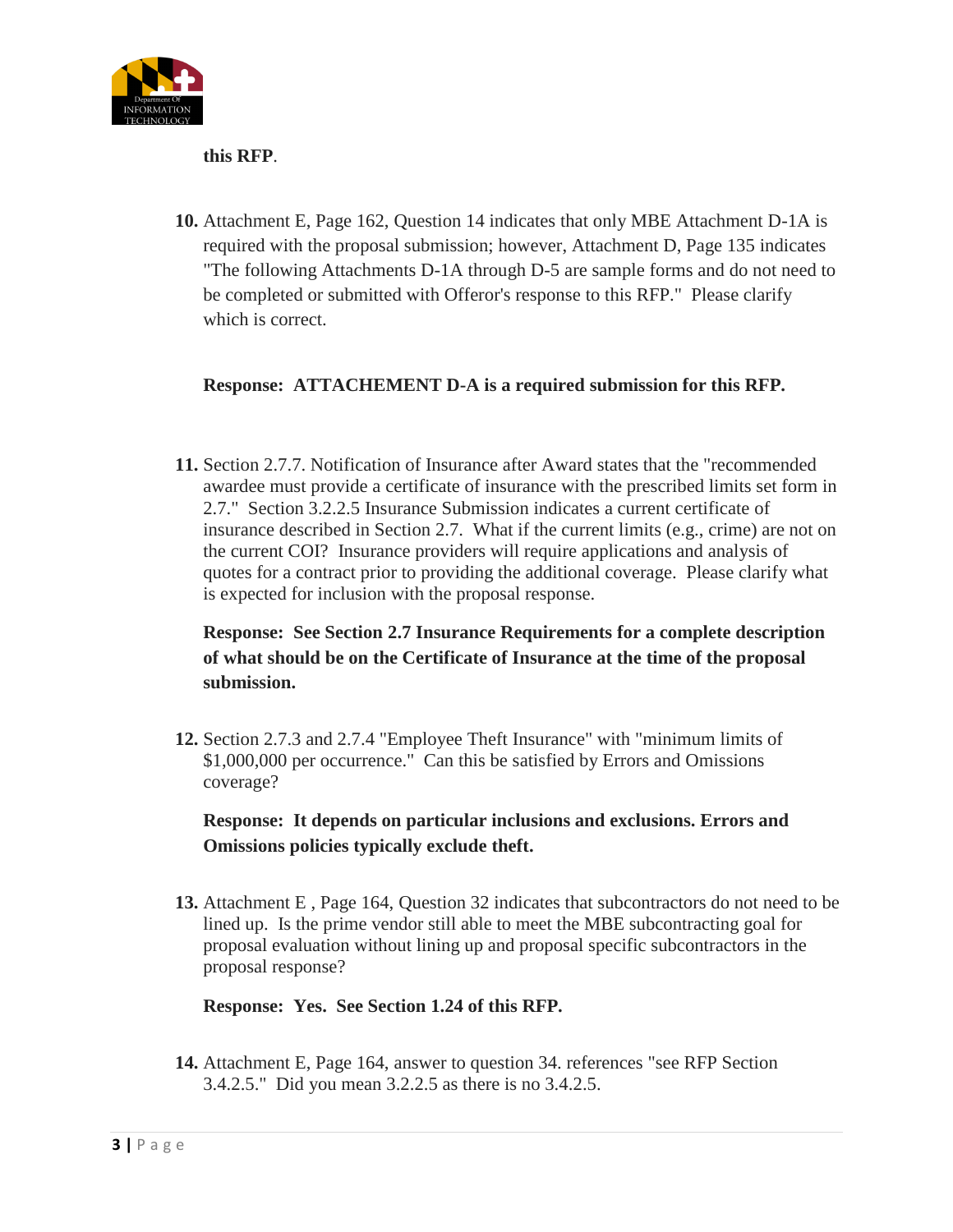**this RFP**.

**10.** Attachment E, Page 162, Question 14 indicates that only MBE Attachment D-1A is required with the proposal submission; however, Attachment D, Page 135 indicates "The following Attachments D-1A through D-5 are sample forms and do not need to be completed or submitted with Offeror's response to this RFP." Please clarify which is correct.

**Response: ATTACHEMENT D-A is a required submission for this RFP.**

**11.** Section 2.7.7. Notification of Insurance after Award states that the "recommended awardee must provide a certificate of insurance with the prescribed limits set form in 2.7." Section 3.2.2.5 Insurance Submission indicates a current certificate of insurance described in Section 2.7. What if the current limits (e.g., crime) are not on the current COI? Insurance providers will require applications and analysis of quotes for a contract prior to providing the additional coverage. Please clarify what is expected for inclusion with the proposal response.

**Response: See Section 2.7 Insurance Requirements for a complete description of what should be on the Certificate of Insurance at the time of the proposal submission.**

**12.** Section 2.7.3 and 2.7.4 "Employee Theft Insurance" with "minimum limits of $1,000,000 per occurrence." Can this be satisfied by Errors and Omissions coverage?

**Response: It depends on particular inclusions and exclusions. Errors and Omissions policies typically exclude theft.**

**13.** Attachment E , Page 164, Question 32 indicates that subcontractors do not need to be lined up. Is the prime vendor still able to meet the MBE subcontracting goal for proposal evaluation without lining up and proposal specific subcontractors in the proposal response?

**Response: Yes. See Section 1.24 of this RFP.**

**14.** Attachment E, Page 164, answer to question 34. references "see RFP Section 3.4.2.5." Did you mean 3.2.2.5 as there is no 3.4.2.5.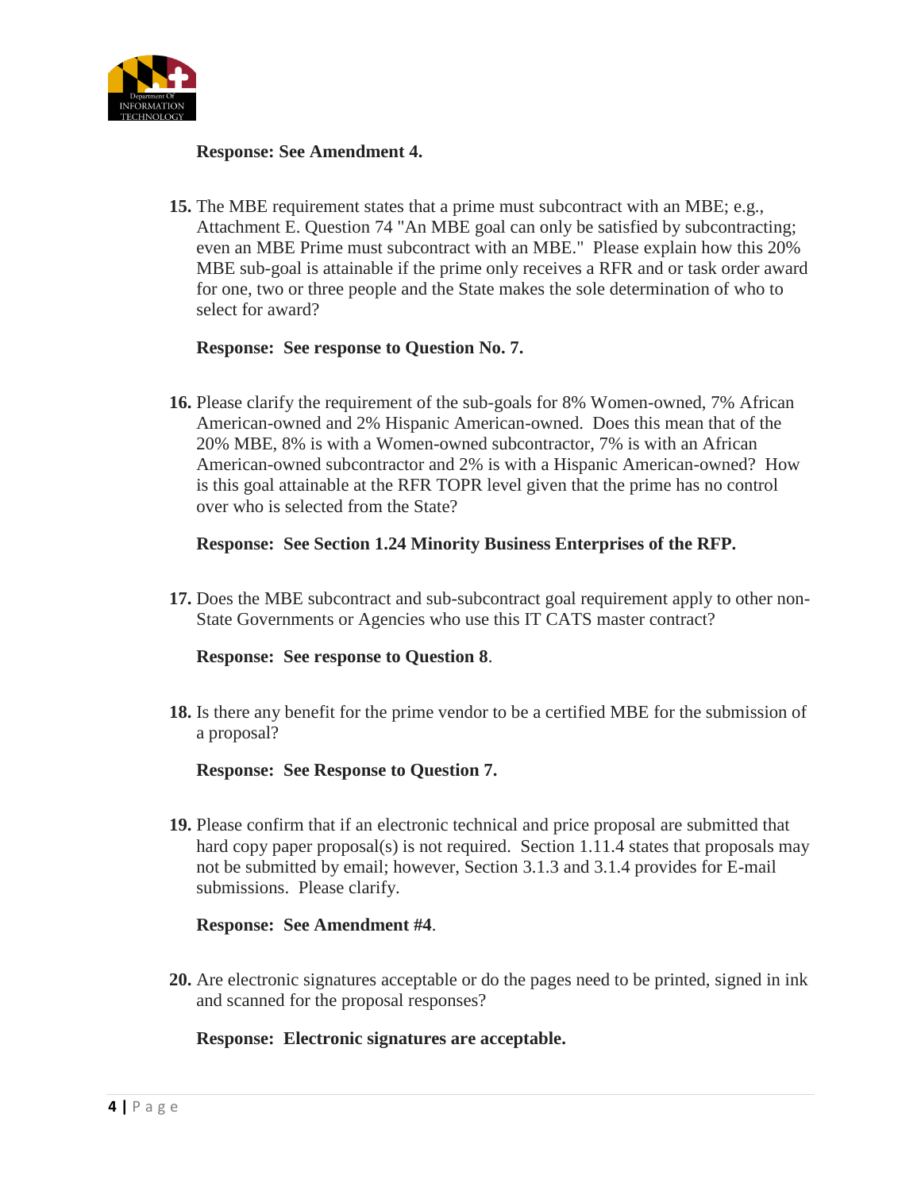**Response: See Amendment 4.**

**15.** The MBE requirement states that a prime must subcontract with an MBE; e.g., Attachment E. Question 74 "An MBE goal can only be satisfied by subcontracting; even an MBE Prime must subcontract with an MBE." Please explain how this 20% MBE sub-goal is attainable if the prime only receives a RFR and or task order award for one, two or three people and the State makes the sole determination of who to select for award?

**Response: See response to Question No. 7.**

**16.** Please clarify the requirement of the sub-goals for 8% Women-owned, 7% African American-owned and 2% Hispanic American-owned. Does this mean that of the 20% MBE, 8% is with a Women-owned subcontractor, 7% is with an African American-owned subcontractor and 2% is with a Hispanic American-owned? How is this goal attainable at the RFR TOPR level given that the prime has no control over who is selected from the State?

**Response: See Section 1.24 Minority Business Enterprises of the RFP.**

**17.** Does the MBE subcontract and sub-subcontract goal requirement apply to other non-State Governments or Agencies who use this IT CATS master contract?

**Response: See response to Question 8**.

**18.** Is there any benefit for the prime vendor to be a certified MBE for the submission of a proposal?

**Response: See Response to Question 7.**

**19.** Please confirm that if an electronic technical and price proposal are submitted that hard copy paper proposal(s) is not required. Section 1.11.4 states that proposals may not be submitted by email; however, Section 3.1.3 and 3.1.4 provides for E-mail submissions. Please clarify.

**Response: See Amendment #4**.

**20.** Are electronic signatures acceptable or do the pages need to be printed, signed in ink and scanned for the proposal responses?

**Response: Electronic signatures are acceptable.**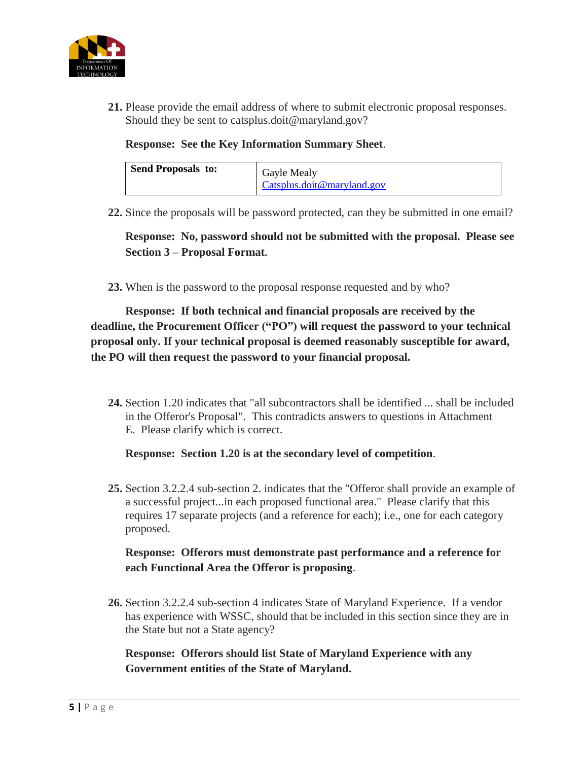21. Please provide the email address of where to submit electronic proposal responses. Should they be sent to catsplus.doit@maryland.gov?

    **Response: See the Key Information Summary Sheet**.

| **Send Proposals to:** | Gayle Mealy<br>Catsplus.doit@maryland.gov |
|---|---|

22. Since the proposals will be password protected, can they be submitted in one email?

    **Response: No, password should not be submitted with the proposal. Please see Section 3 – Proposal Format**.

23. When is the password to the proposal response requested and by who?

    **Response: If both technical and financial proposals are received by the deadline, the Procurement Officer ("PO") will request the password to your technical proposal only. If your technical proposal is deemed reasonably susceptible for award, the PO will then request the password to your financial proposal.**

24. Section 1.20 indicates that "all subcontractors shall be identified ... shall be included in the Offeror's Proposal". This contradicts answers to questions in Attachment E. Please clarify which is correct.

    **Response: Section 1.20 is at the secondary level of competition**.

25. Section 3.2.2.4 sub-section 2. indicates that the "Offeror shall provide an example of a successful project...in each proposed functional area." Please clarify that this requires 17 separate projects (and a reference for each); i.e., one for each category proposed.

    **Response: Offerors must demonstrate past performance and a reference for each Functional Area the Offeror is proposing**.

26. Section 3.2.2.4 sub-section 4 indicates State of Maryland Experience. If a vendor has experience with WSSC, should that be included in this section since they are in the State but not a State agency?

    **Response: Offerors should list State of Maryland Experience with any Government entities of the State of Maryland.**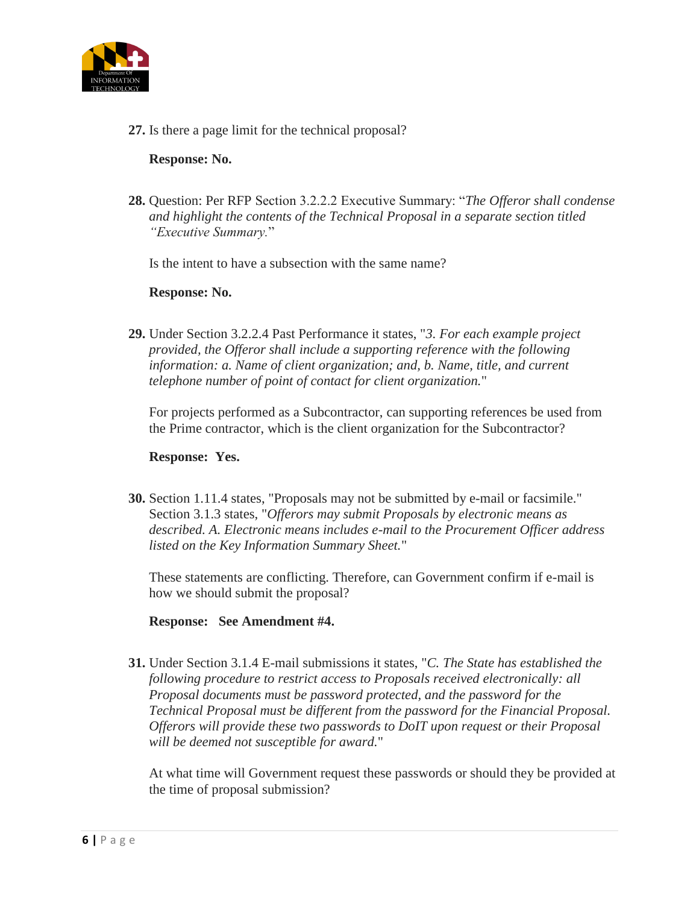**27.** Is there a page limit for the technical proposal?

**Response: No.**

**28.** Question: Per RFP Section 3.2.2.2 Executive Summary: "*The Offeror shall condense and highlight the contents of the Technical Proposal in a separate section titled "Executive Summary.*"

Is the intent to have a subsection with the same name?

**Response: No.**

**29.** Under Section 3.2.2.4 Past Performance it states, "*3. For each example project provided, the Offeror shall include a supporting reference with the following information: a. Name of client organization; and, b. Name, title, and current telephone number of point of contact for client organization.*"

For projects performed as a Subcontractor, can supporting references be used from the Prime contractor, which is the client organization for the Subcontractor?

**Response: Yes.**

**30.** Section 1.11.4 states, "Proposals may not be submitted by e-mail or facsimile." Section 3.1.3 states, "*Offerors may submit Proposals by electronic means as described. A. Electronic means includes e-mail to the Procurement Officer address listed on the Key Information Summary Sheet.*"

These statements are conflicting. Therefore, can Government confirm if e-mail is how we should submit the proposal?

**Response: See Amendment #4.**

**31.** Under Section 3.1.4 E-mail submissions it states, "*C. The State has established the following procedure to restrict access to Proposals received electronically: all Proposal documents must be password protected, and the password for the Technical Proposal must be different from the password for the Financial Proposal. Offerors will provide these two passwords to DoIT upon request or their Proposal will be deemed not susceptible for award.*"

At what time will Government request these passwords or should they be provided at the time of proposal submission?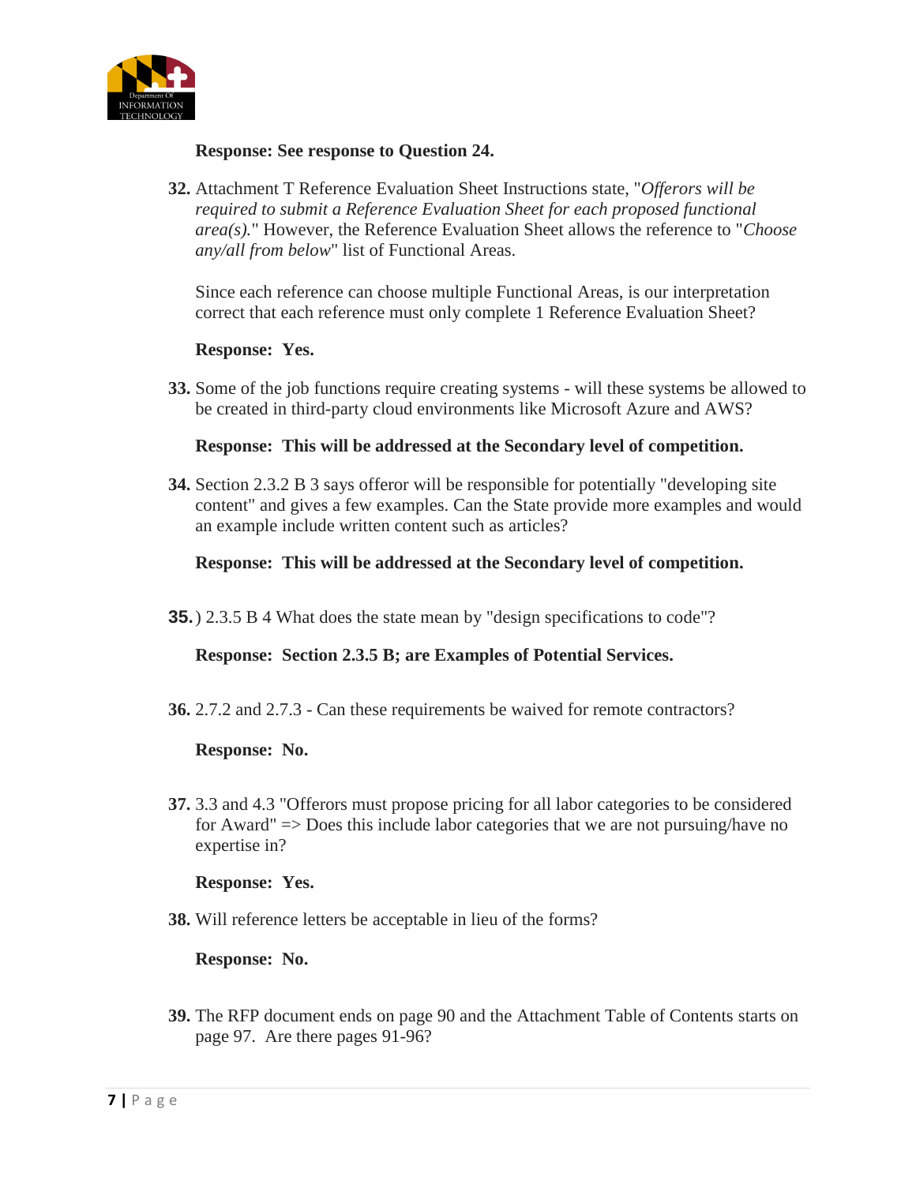**Response: See response to Question 24.**

**32.** Attachment T Reference Evaluation Sheet Instructions state, "*Offerors will be required to submit a Reference Evaluation Sheet for each proposed functional area(s).*" However, the Reference Evaluation Sheet allows the reference to "*Choose any/all from below*" list of Functional Areas.

Since each reference can choose multiple Functional Areas, is our interpretation correct that each reference must only complete 1 Reference Evaluation Sheet?

**Response: Yes.**

**33.** Some of the job functions require creating systems - will these systems be allowed to be created in third-party cloud environments like Microsoft Azure and AWS?

**Response: This will be addressed at the Secondary level of competition.**

**34.** Section 2.3.2 B 3 says offeror will be responsible for potentially "developing site content" and gives a few examples. Can the State provide more examples and would an example include written content such as articles?

**Response: This will be addressed at the Secondary level of competition.**

**35.**) 2.3.5 B 4 What does the state mean by "design specifications to code"?

**Response: Section 2.3.5 B; are Examples of Potential Services.**

**36.** 2.7.2 and 2.7.3 - Can these requirements be waived for remote contractors?

**Response: No.**

**37.** 3.3 and 4.3 "Offerors must propose pricing for all labor categories to be considered for Award" => Does this include labor categories that we are not pursuing/have no expertise in?

**Response: Yes.**

**38.** Will reference letters be acceptable in lieu of the forms?

**Response: No.**

**39.** The RFP document ends on page 90 and the Attachment Table of Contents starts on page 97. Are there pages 91-96?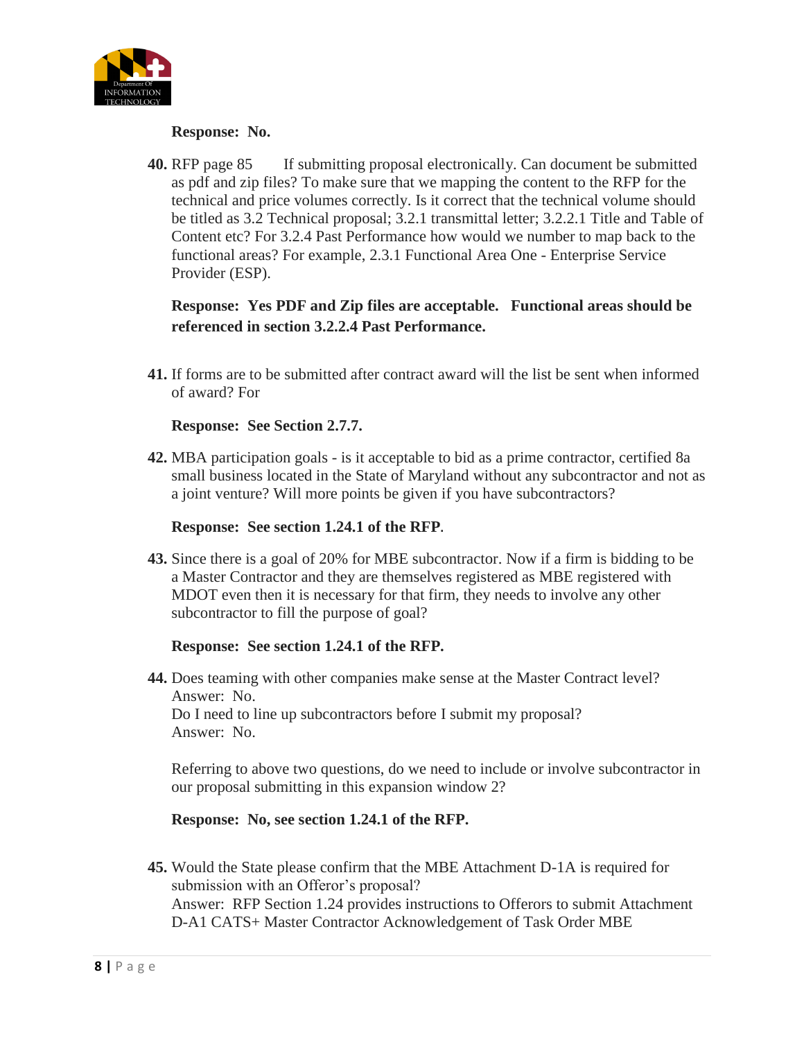**Response: No.**

**40.** RFP page 85 If submitting proposal electronically. Can document be submitted as pdf and zip files? To make sure that we mapping the content to the RFP for the technical and price volumes correctly. Is it correct that the technical volume should be titled as 3.2 Technical proposal; 3.2.1 transmittal letter; 3.2.2.1 Title and Table of Content etc? For 3.2.4 Past Performance how would we number to map back to the functional areas? For example, 2.3.1 Functional Area One - Enterprise Service Provider (ESP).

**Response: Yes PDF and Zip files are acceptable. Functional areas should be referenced in section 3.2.2.4 Past Performance.**

**41.** If forms are to be submitted after contract award will the list be sent when informed of award? For

**Response: See Section 2.7.7.**

**42.** MBA participation goals - is it acceptable to bid as a prime contractor, certified 8a small business located in the State of Maryland without any subcontractor and not as a joint venture? Will more points be given if you have subcontractors?

**Response: See section 1.24.1 of the RFP.**

**43.** Since there is a goal of 20% for MBE subcontractor. Now if a firm is bidding to be a Master Contractor and they are themselves registered as MBE registered with MDOT even then it is necessary for that firm, they needs to involve any other subcontractor to fill the purpose of goal?

**Response: See section 1.24.1 of the RFP.**

**44.** Does teaming with other companies make sense at the Master Contract level?
Answer: No.
Do I need to line up subcontractors before I submit my proposal?
Answer: No.

Referring to above two questions, do we need to include or involve subcontractor in our proposal submitting in this expansion window 2?

**Response: No, see section 1.24.1 of the RFP.**

**45.** Would the State please confirm that the MBE Attachment D-1A is required for submission with an Offeror's proposal?
Answer: RFP Section 1.24 provides instructions to Offerors to submit Attachment D-A1 CATS+ Master Contractor Acknowledgement of Task Order MBE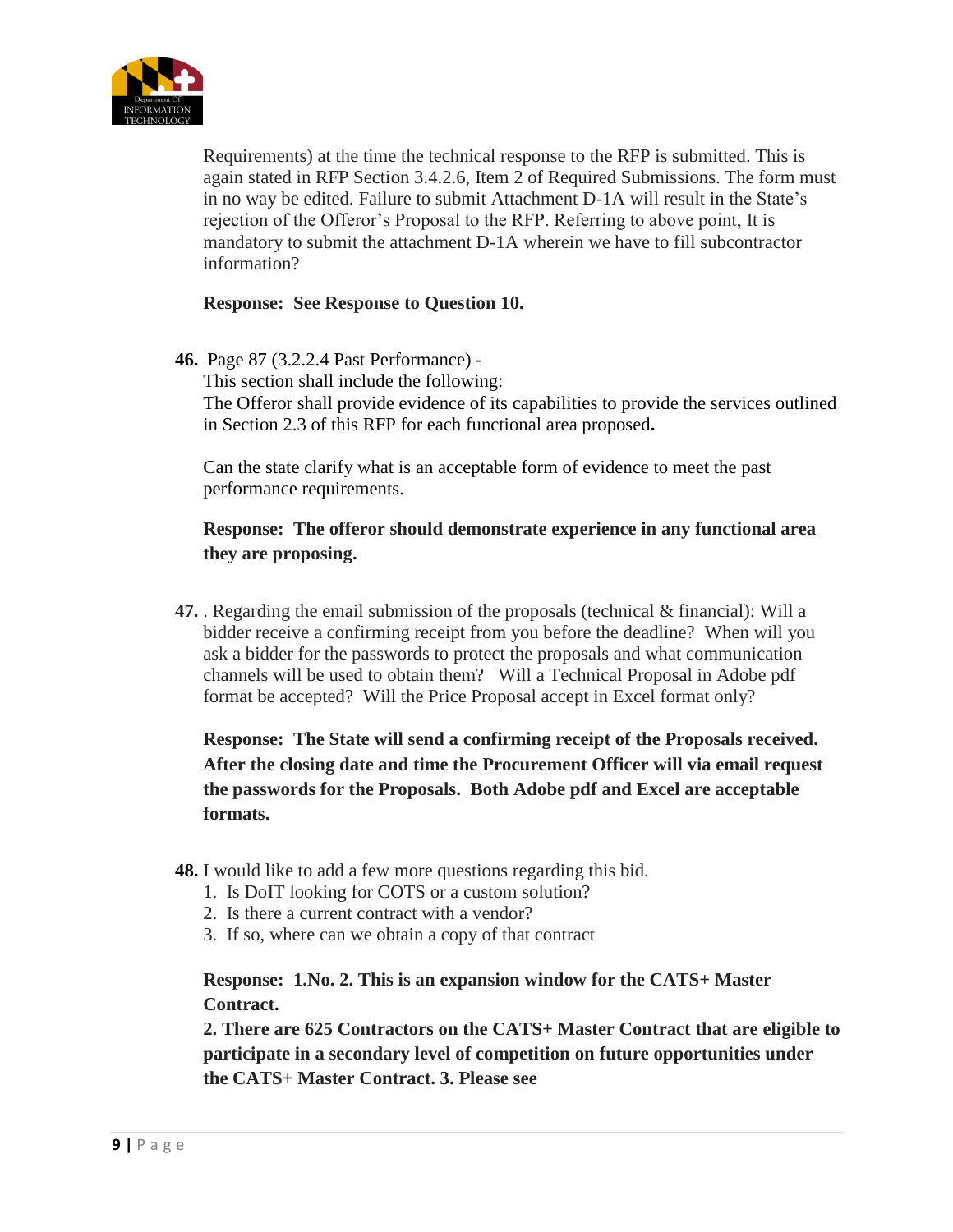Requirements) at the time the technical response to the RFP is submitted. This is again stated in RFP Section 3.4.2.6, Item 2 of Required Submissions. The form must in no way be edited. Failure to submit Attachment D-1A will result in the State's rejection of the Offeror's Proposal to the RFP. Referring to above point, It is mandatory to submit the attachment D-1A wherein we have to fill subcontractor information?

**Response: See Response to Question 10.**

**46.** Page 87 (3.2.2.4 Past Performance) -
This section shall include the following:
The Offeror shall provide evidence of its capabilities to provide the services outlined in Section 2.3 of this RFP for each functional area proposed**.**

Can the state clarify what is an acceptable form of evidence to meet the past performance requirements.

**Response: The offeror should demonstrate experience in any functional area they are proposing.**

**47.** . Regarding the email submission of the proposals (technical & financial): Will a bidder receive a confirming receipt from you before the deadline? When will you ask a bidder for the passwords to protect the proposals and what communication channels will be used to obtain them? Will a Technical Proposal in Adobe pdf format be accepted? Will the Price Proposal accept in Excel format only?

**Response: The State will send a confirming receipt of the Proposals received. After the closing date and time the Procurement Officer will via email request the passwords for the Proposals. Both Adobe pdf and Excel are acceptable formats.**

**48.** I would like to add a few more questions regarding this bid.

1. Is DoIT looking for COTS or a custom solution?
2. Is there a current contract with a vendor?
3. If so, where can we obtain a copy of that contract

**Response: 1.No. 2. This is an expansion window for the CATS+ Master Contract.**

**2. There are 625 Contractors on the CATS+ Master Contract that are eligible to participate in a secondary level of competition on future opportunities under the CATS+ Master Contract. 3. Please see**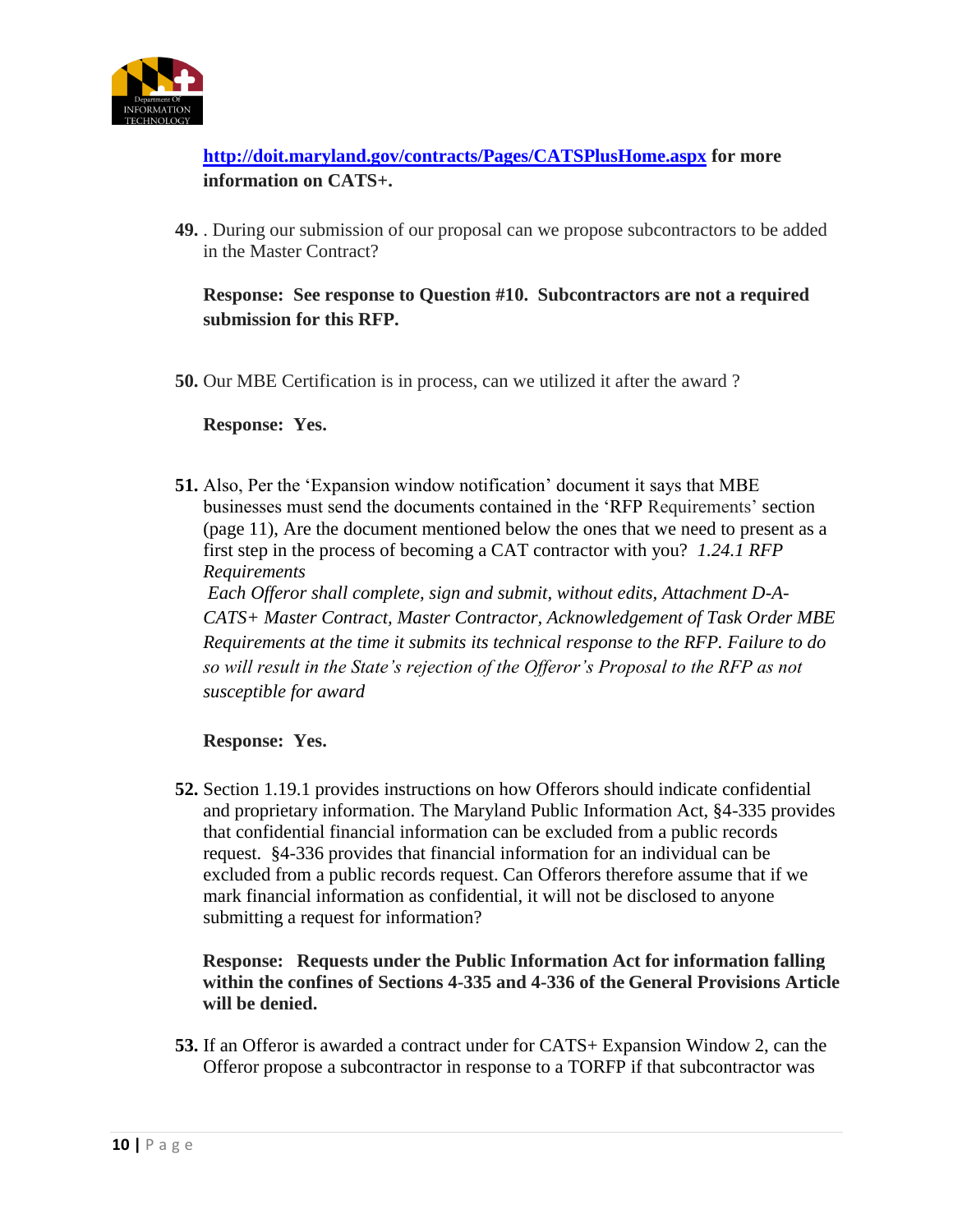**http://doit.maryland.gov/contracts/Pages/CATSPlusHome.aspx for more information on CATS+.**

**49.** . During our submission of our proposal can we propose subcontractors to be added in the Master Contract?

**Response: See response to Question #10. Subcontractors are not a required submission for this RFP.**

**50.** Our MBE Certification is in process, can we utilized it after the award ?

**Response: Yes.**

**51.** Also, Per the 'Expansion window notification' document it says that MBE businesses must send the documents contained in the 'RFP Requirements' section (page 11), Are the document mentioned below the ones that we need to present as a first step in the process of becoming a CAT contractor with you? *1.24.1 RFP Requirements*
*Each Offeror shall complete, sign and submit, without edits, Attachment D-A-CATS+ Master Contract, Master Contractor, Acknowledgement of Task Order MBE Requirements at the time it submits its technical response to the RFP. Failure to do so will result in the State's rejection of the Offeror's Proposal to the RFP as not susceptible for award*

**Response: Yes.**

**52.** Section 1.19.1 provides instructions on how Offerors should indicate confidential and proprietary information. The Maryland Public Information Act, §4-335 provides that confidential financial information can be excluded from a public records request. §4-336 provides that financial information for an individual can be excluded from a public records request. Can Offerors therefore assume that if we mark financial information as confidential, it will not be disclosed to anyone submitting a request for information?

**Response: Requests under the Public Information Act for information falling within the confines of Sections 4-335 and 4-336 of the General Provisions Article will be denied.**

**53.** If an Offeror is awarded a contract under for CATS+ Expansion Window 2, can the Offeror propose a subcontractor in response to a TORFP if that subcontractor was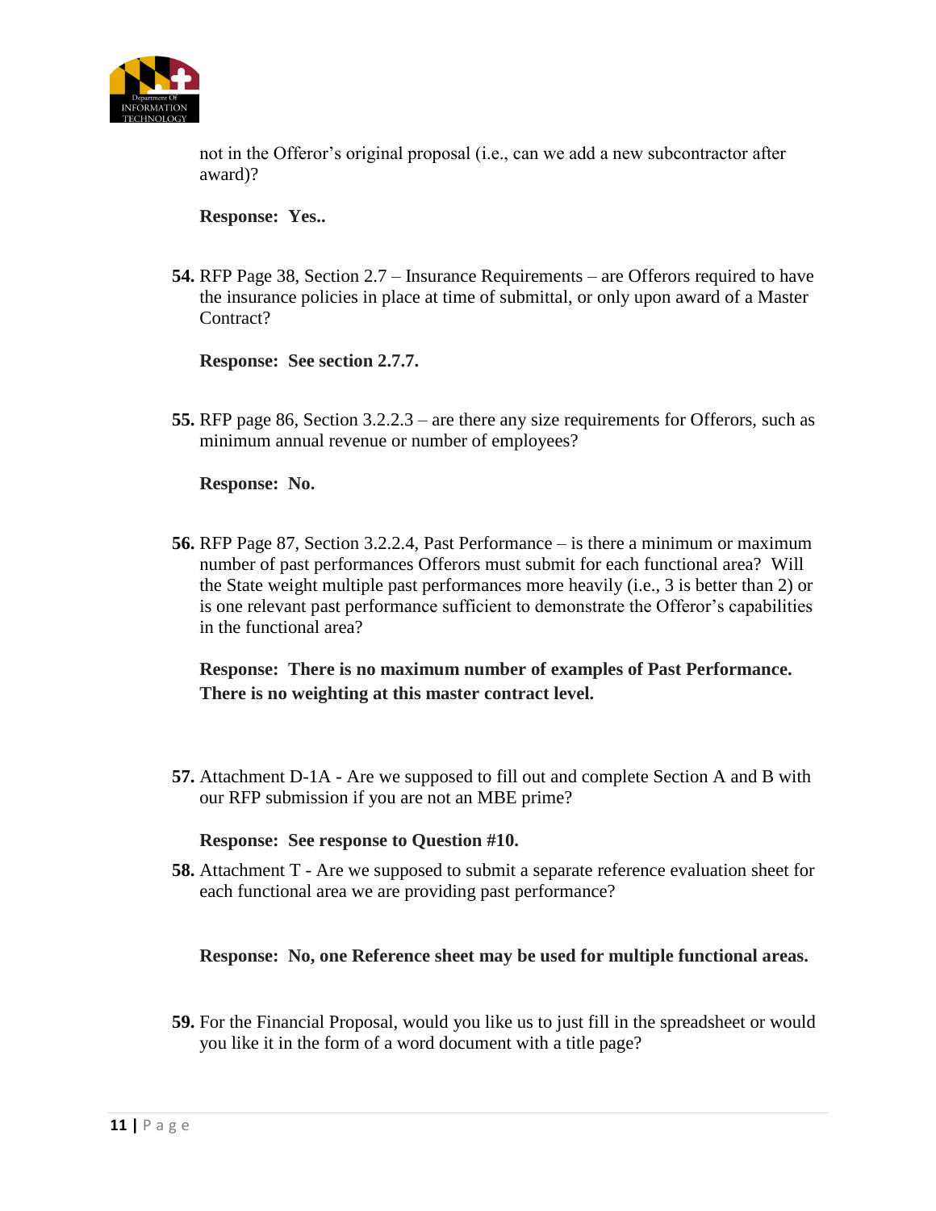not in the Offeror's original proposal (i.e., can we add a new subcontractor after award)?

**Response: Yes..**

**54.** RFP Page 38, Section 2.7 – Insurance Requirements – are Offerors required to have the insurance policies in place at time of submittal, or only upon award of a Master Contract?

**Response: See section 2.7.7.**

**55.** RFP page 86, Section 3.2.2.3 – are there any size requirements for Offerors, such as minimum annual revenue or number of employees?

**Response: No.**

**56.** RFP Page 87, Section 3.2.2.4, Past Performance – is there a minimum or maximum number of past performances Offerors must submit for each functional area? Will the State weight multiple past performances more heavily (i.e., 3 is better than 2) or is one relevant past performance sufficient to demonstrate the Offeror's capabilities in the functional area?

**Response: There is no maximum number of examples of Past Performance. There is no weighting at this master contract level.**

**57.** Attachment D-1A - Are we supposed to fill out and complete Section A and B with our RFP submission if you are not an MBE prime?

**Response: See response to Question #10.**

**58.** Attachment T - Are we supposed to submit a separate reference evaluation sheet for each functional area we are providing past performance?

**Response: No, one Reference sheet may be used for multiple functional areas.**

**59.** For the Financial Proposal, would you like us to just fill in the spreadsheet or would you like it in the form of a word document with a title page?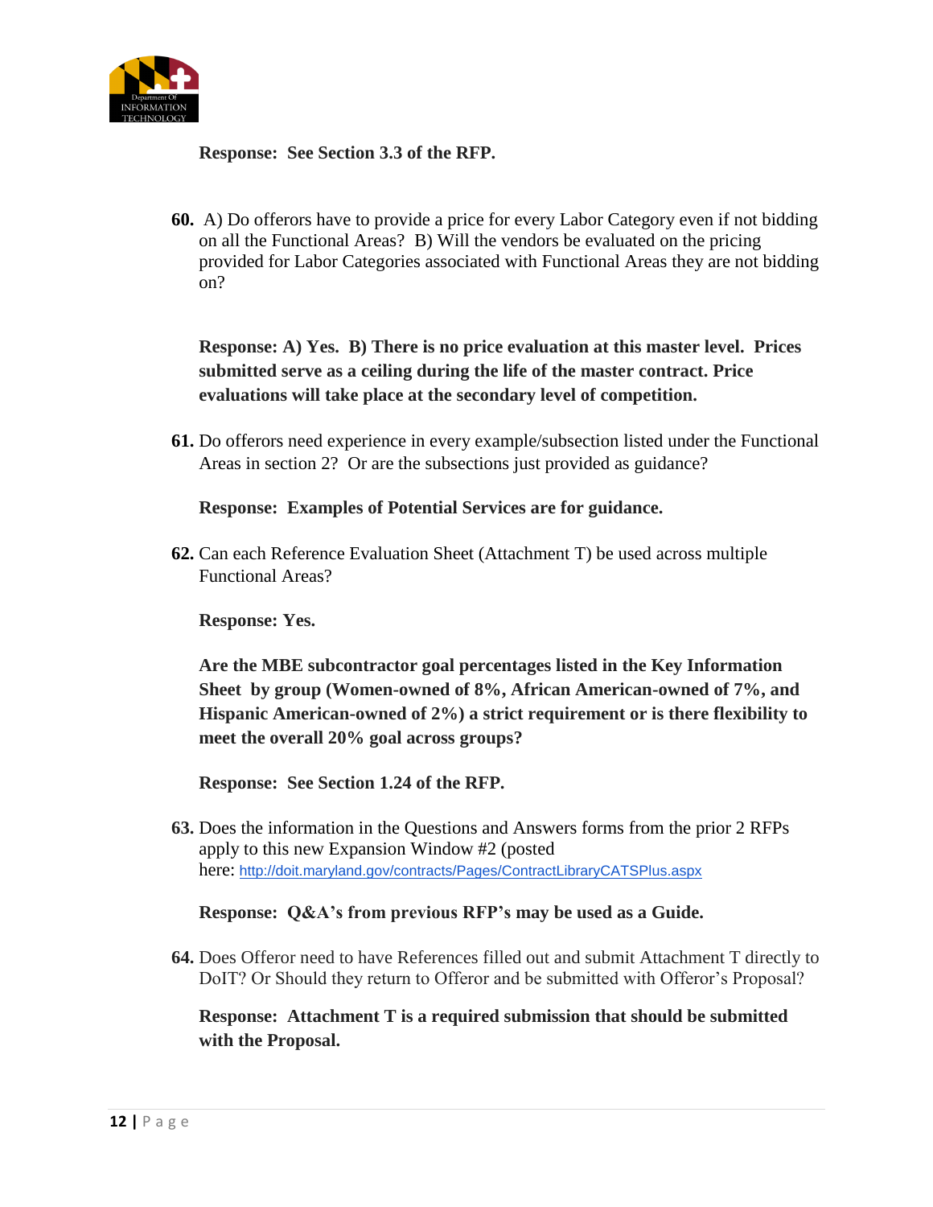**Response: See Section 3.3 of the RFP.**

**60.** A) Do offerors have to provide a price for every Labor Category even if not bidding on all the Functional Areas? B) Will the vendors be evaluated on the pricing provided for Labor Categories associated with Functional Areas they are not bidding on?

**Response: A) Yes. B) There is no price evaluation at this master level. Prices submitted serve as a ceiling during the life of the master contract. Price evaluations will take place at the secondary level of competition.**

**61.** Do offerors need experience in every example/subsection listed under the Functional Areas in section 2? Or are the subsections just provided as guidance?

**Response: Examples of Potential Services are for guidance.**

**62.** Can each Reference Evaluation Sheet (Attachment T) be used across multiple Functional Areas?

**Response: Yes.**

**Are the MBE subcontractor goal percentages listed in the Key Information Sheet by group (Women-owned of 8%, African American-owned of 7%, and Hispanic American-owned of 2%) a strict requirement or is there flexibility to meet the overall 20% goal across groups?**

**Response: See Section 1.24 of the RFP.**

**63.** Does the information in the Questions and Answers forms from the prior 2 RFPs apply to this new Expansion Window #2 (posted here: http://doit.maryland.gov/contracts/Pages/ContractLibraryCATSPlus.aspx

**Response: Q&A's from previous RFP's may be used as a Guide.**

**64.** Does Offeror need to have References filled out and submit Attachment T directly to DoIT? Or Should they return to Offeror and be submitted with Offeror's Proposal?

**Response: Attachment T is a required submission that should be submitted with the Proposal.**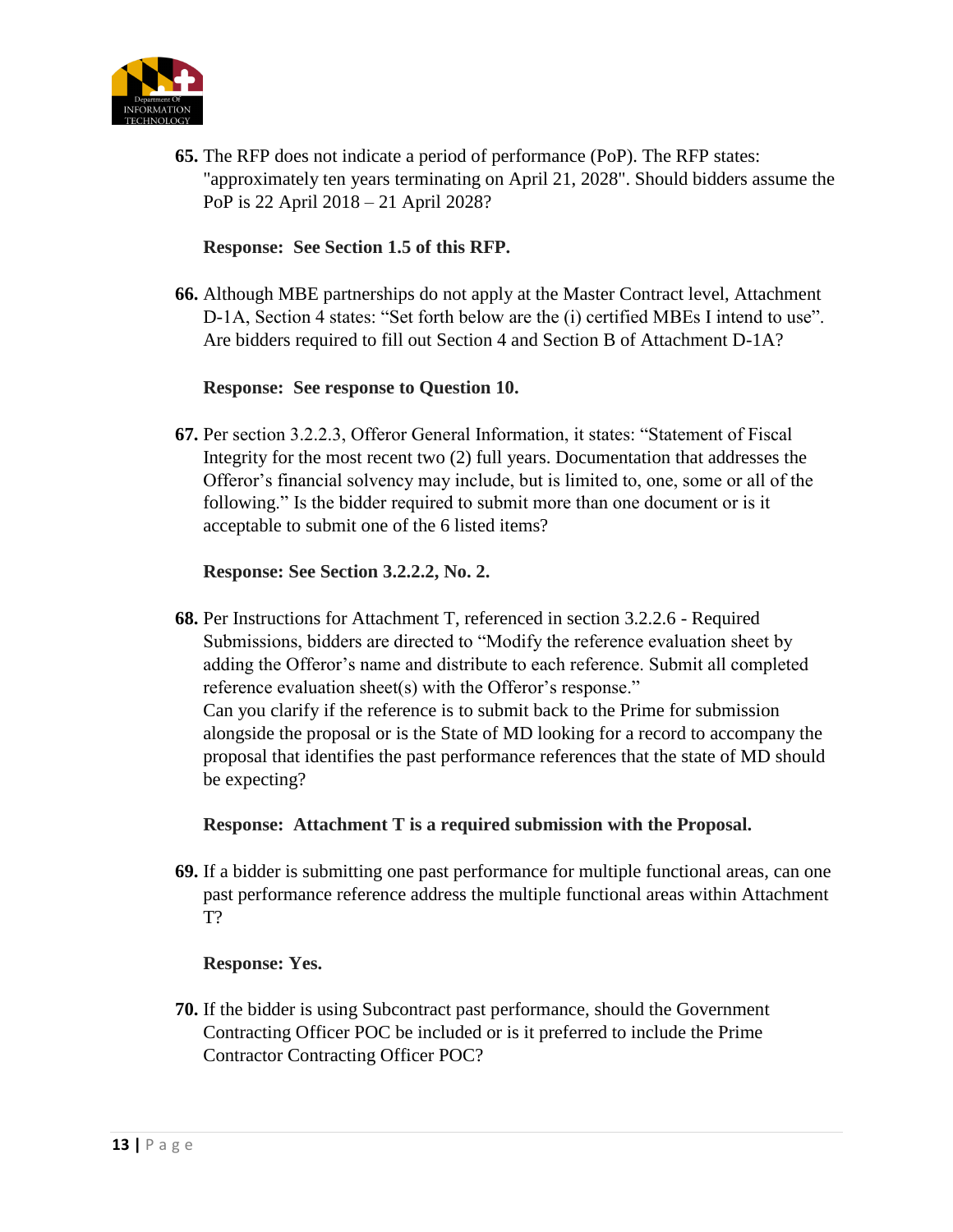**65.** The RFP does not indicate a period of performance (PoP). The RFP states: "approximately ten years terminating on April 21, 2028". Should bidders assume the PoP is 22 April 2018 – 21 April 2028?

**Response: See Section 1.5 of this RFP.**

**66.** Although MBE partnerships do not apply at the Master Contract level, Attachment D-1A, Section 4 states: "Set forth below are the (i) certified MBEs I intend to use". Are bidders required to fill out Section 4 and Section B of Attachment D-1A?

**Response: See response to Question 10.**

**67.** Per section 3.2.2.3, Offeror General Information, it states: "Statement of Fiscal Integrity for the most recent two (2) full years. Documentation that addresses the Offeror's financial solvency may include, but is limited to, one, some or all of the following." Is the bidder required to submit more than one document or is it acceptable to submit one of the 6 listed items?

**Response: See Section 3.2.2.2, No. 2.**

**68.** Per Instructions for Attachment T, referenced in section 3.2.2.6 - Required Submissions, bidders are directed to "Modify the reference evaluation sheet by adding the Offeror's name and distribute to each reference. Submit all completed reference evaluation sheet(s) with the Offeror's response."
Can you clarify if the reference is to submit back to the Prime for submission alongside the proposal or is the State of MD looking for a record to accompany the proposal that identifies the past performance references that the state of MD should be expecting?

**Response: Attachment T is a required submission with the Proposal.**

**69.** If a bidder is submitting one past performance for multiple functional areas, can one past performance reference address the multiple functional areas within Attachment T?

**Response: Yes.**

**70.** If the bidder is using Subcontract past performance, should the Government Contracting Officer POC be included or is it preferred to include the Prime Contractor Contracting Officer POC?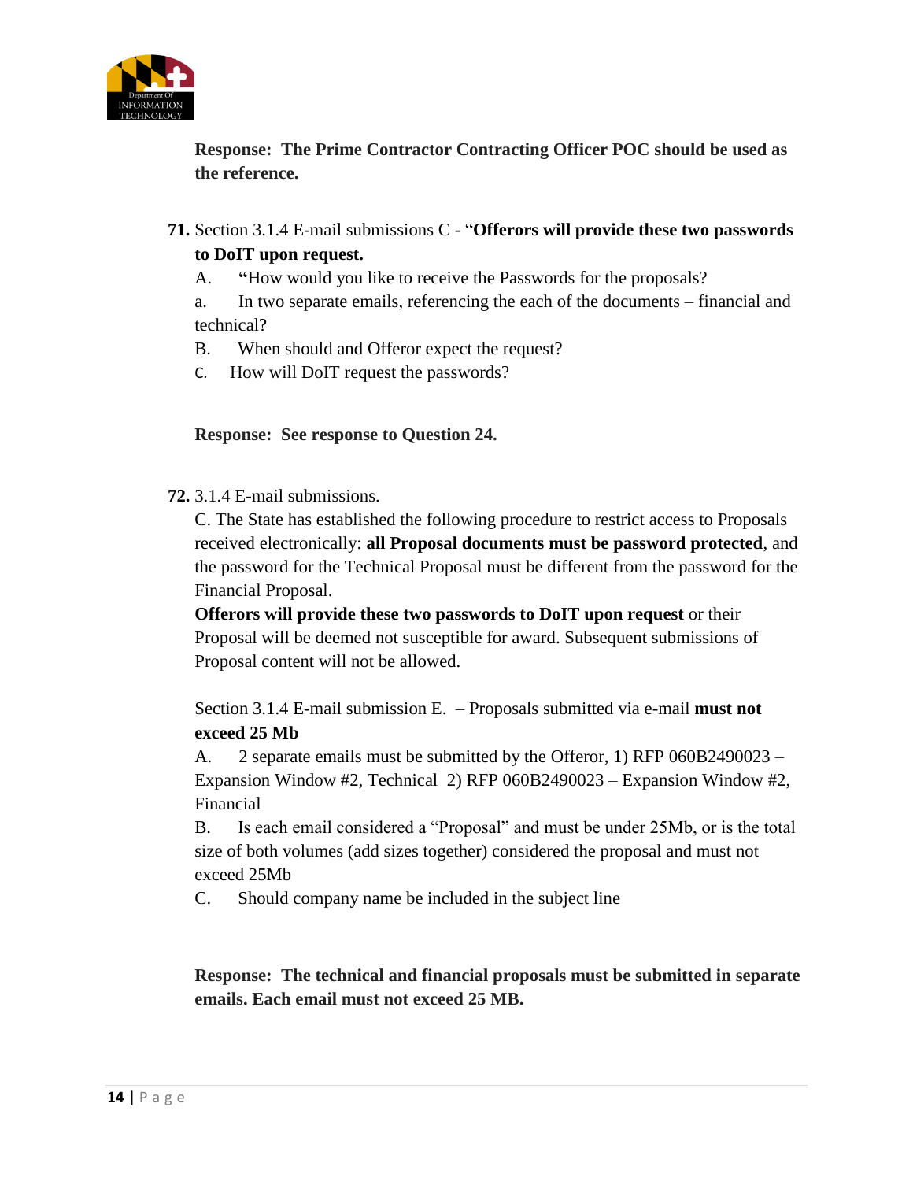**Response: The Prime Contractor Contracting Officer POC should be used as the reference.**

**71.** Section 3.1.4 E-mail submissions C - "**Offerors will provide these two passwords to DoIT upon request.**

A. **"**How would you like to receive the Passwords for the proposals?

a. In two separate emails, referencing the each of the documents – financial and technical?

B. When should and Offeror expect the request?

C. How will DoIT request the passwords?

**Response: See response to Question 24.**

**72.** 3.1.4 E-mail submissions.

C. The State has established the following procedure to restrict access to Proposals received electronically: **all Proposal documents must be password protected**, and the password for the Technical Proposal must be different from the password for the Financial Proposal.

**Offerors will provide these two passwords to DoIT upon request** or their Proposal will be deemed not susceptible for award. Subsequent submissions of Proposal content will not be allowed.

Section 3.1.4 E-mail submission E. – Proposals submitted via e-mail **must not exceed 25 Mb**

A. 2 separate emails must be submitted by the Offeror, 1) RFP 060B2490023 – Expansion Window #2, Technical 2) RFP 060B2490023 – Expansion Window #2, Financial

B. Is each email considered a "Proposal" and must be under 25Mb, or is the total size of both volumes (add sizes together) considered the proposal and must not exceed 25Mb

C. Should company name be included in the subject line

**Response: The technical and financial proposals must be submitted in separate emails. Each email must not exceed 25 MB.**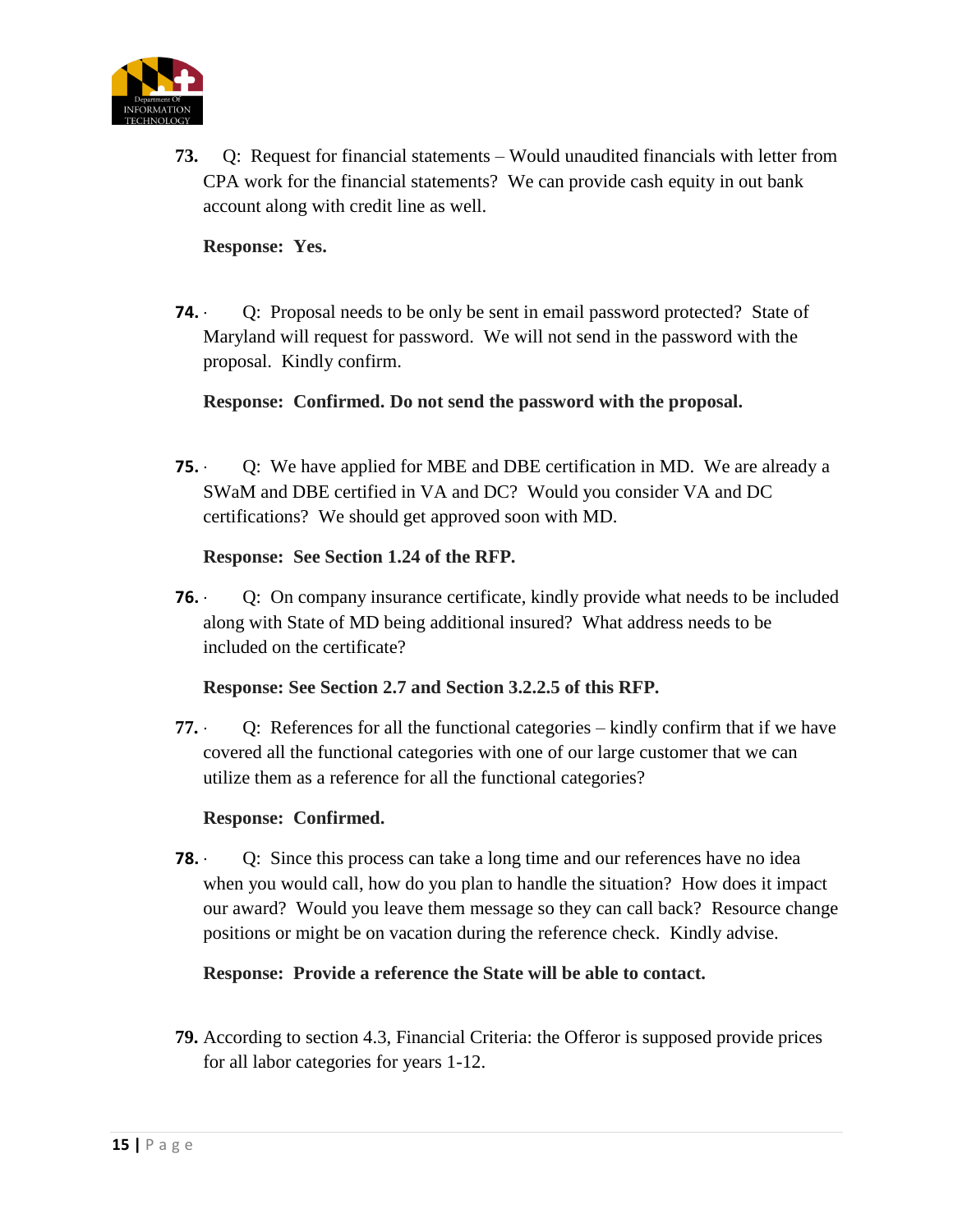**73.** Q: Request for financial statements – Would unaudited financials with letter from CPA work for the financial statements? We can provide cash equity in out bank account along with credit line as well.

**Response: Yes.**

**74.** Q: Proposal needs to be only be sent in email password protected? State of Maryland will request for password. We will not send in the password with the proposal. Kindly confirm.

**Response: Confirmed. Do not send the password with the proposal.**

**75.** Q: We have applied for MBE and DBE certification in MD. We are already a SWaM and DBE certified in VA and DC? Would you consider VA and DC certifications? We should get approved soon with MD.

**Response: See Section 1.24 of the RFP.**

**76.** Q: On company insurance certificate, kindly provide what needs to be included along with State of MD being additional insured? What address needs to be included on the certificate?

**Response: See Section 2.7 and Section 3.2.2.5 of this RFP.**

**77.** Q: References for all the functional categories – kindly confirm that if we have covered all the functional categories with one of our large customer that we can utilize them as a reference for all the functional categories?

**Response: Confirmed.**

**78.** Q: Since this process can take a long time and our references have no idea when you would call, how do you plan to handle the situation? How does it impact our award? Would you leave them message so they can call back? Resource change positions or might be on vacation during the reference check. Kindly advise.

**Response: Provide a reference the State will be able to contact.**

**79.** According to section 4.3, Financial Criteria: the Offeror is supposed provide prices for all labor categories for years 1-12.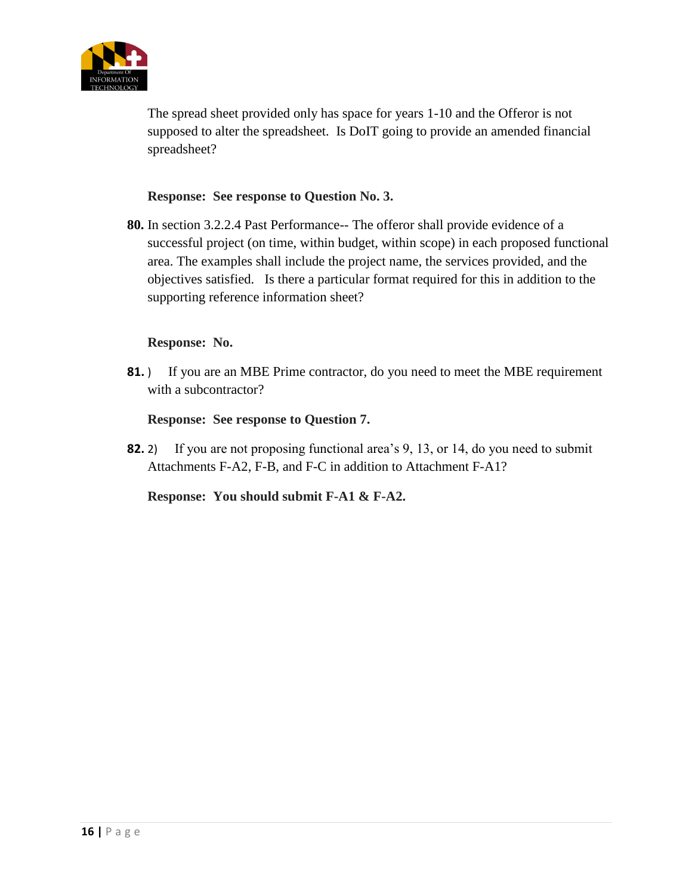The spread sheet provided only has space for years 1-10 and the Offeror is not supposed to alter the spreadsheet. Is DoIT going to provide an amended financial spreadsheet?

**Response: See response to Question No. 3.**

**80.** In section 3.2.2.4 Past Performance-- The offeror shall provide evidence of a successful project (on time, within budget, within scope) in each proposed functional area. The examples shall include the project name, the services provided, and the objectives satisfied. Is there a particular format required for this in addition to the supporting reference information sheet?

**Response: No.**

**81.** ) If you are an MBE Prime contractor, do you need to meet the MBE requirement with a subcontractor?

**Response: See response to Question 7.**

**82.** 2) If you are not proposing functional area's 9, 13, or 14, do you need to submit Attachments F-A2, F-B, and F-C in addition to Attachment F-A1?

**Response: You should submit F-A1 & F-A2.**